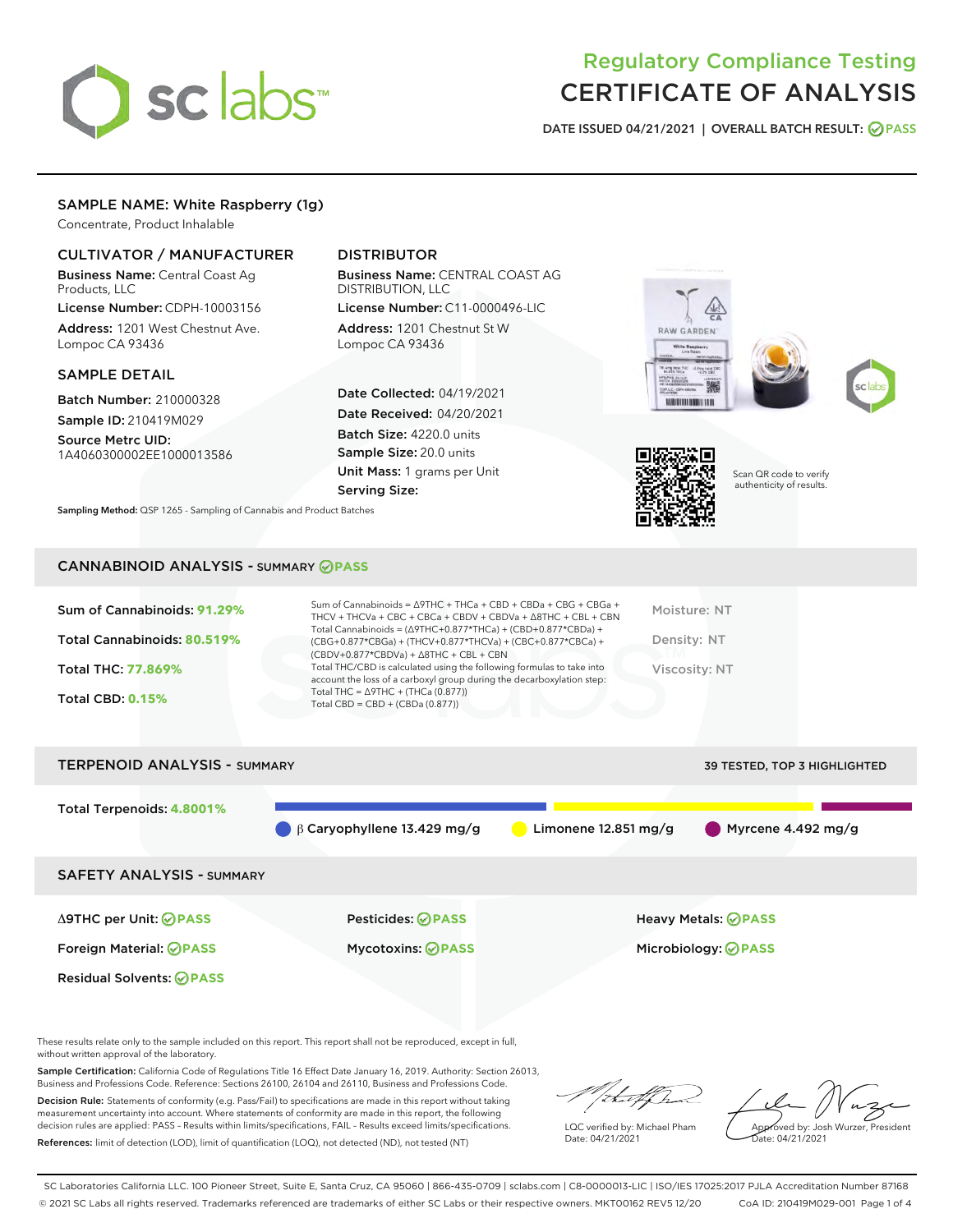# Regulatory Compliance Testing
# CERTIFICATE OF ANALYSIS

DATE ISSUED 04/21/2021 | OVERALL BATCH RESULT: PASS

## SAMPLE NAME: White Raspberry (1g)

Concentrate, Product Inhalable

### CULTIVATOR / MANUFACTURER

**Business Name:** Central Coast Ag Products, LLC

**License Number:** CDPH-10003156

**Address:** 1201 West Chestnut Ave. Lompoc CA 93436

### DISTRIBUTOR

**Business Name:** CENTRAL COAST AG DISTRIBUTION, LLC

**License Number:** C11-0000496-LIC

**Address:** 1201 Chestnut St W Lompoc CA 93436

### SAMPLE DETAIL

**Batch Number:** 210000328

**Sample ID:** 210419M029

**Source Metrc UID:** 1A4060300002EE1000013586

**Date Collected:** 04/19/2021

**Date Received:** 04/20/2021

**Batch Size:** 4220.0 units

**Sample Size:** 20.0 units

**Unit Mass:** 1 grams per Unit

**Serving Size:**

Scan QR code to verify authenticity of results.

**Sampling Method:** QSP 1265 - Sampling of Cannabis and Product Batches

## CANNABINOID ANALYSIS - SUMMARY PASS

Sum of Cannabinoids: **91.29%**

Total Cannabinoids: **80.519%**

Total THC: **77.869%**

Total CBD: **0.15%**

Sum of Cannabinoids = Δ9THC + THCa + CBD + CBDa + CBG + CBGa + THCV + THCVa + CBC + CBCa + CBDV + CBDVa + Δ8THC + CBL + CBN

Total Cannabinoids = (Δ9THC+0.877*THCa) + (CBD+0.877*CBDa) + (CBG+0.877*CBGa) + (THCV+0.877*THCVa) + (CBC+0.877*CBCa) + (CBDV+0.877*CBDVa) + Δ8THC + CBL + CBN

Total THC/CBD is calculated using the following formulas to take into account the loss of a carboxyl group during the decarboxylation step:

Total THC = Δ9THC + (THCa (0.877))

Total CBD = CBD + (CBDa (0.877))

Moisture: NT

Density: NT

Viscosity: NT

## TERPENOID ANALYSIS - SUMMARY

39 TESTED, TOP 3 HIGHLIGHTED

Total Terpenoids: **4.8001%**

β Caryophyllene 13.429 mg/g | Limonene 12.851 mg/g | Myrcene 4.492 mg/g

## SAFETY ANALYSIS - SUMMARY

| | | |
|---|---|---|
| Δ9THC per Unit: PASS | Pesticides: PASS | Heavy Metals: PASS |
| Foreign Material: PASS | Mycotoxins: PASS | Microbiology: PASS |
| Residual Solvents: PASS | | |

These results relate only to the sample included on this report. This report shall not be reproduced, except in full, without written approval of the laboratory.

**Sample Certification:** California Code of Regulations Title 16 Effect Date January 16, 2019. Authority: Section 26013, Business and Professions Code. Reference: Sections 26100, 26104 and 26110, Business and Professions Code.

**Decision Rule:** Statements of conformity (e.g. Pass/Fail) to specifications are made in this report without taking measurement uncertainty into account. Where statements of conformity are made in this report, the following decision rules are applied: PASS – Results within limits/specifications, FAIL – Results exceed limits/specifications.

**References:** limit of detection (LOD), limit of quantification (LOQ), not detected (ND), not tested (NT)

LQC verified by: Michael Pham
Date: 04/21/2021

Approved by: Josh Wurzer, President
Date: 04/21/2021

SC Laboratories California LLC. 100 Pioneer Street, Suite E, Santa Cruz, CA 95060 | 866-435-0709 | sclabs.com | C8-0000013-LIC | ISO/IES 17025:2017 PJLA Accreditation Number 87168
© 2021 SC Labs all rights reserved. Trademarks referenced are trademarks of either SC Labs or their respective owners. MKT00162 REV5 12/20 CoA ID: 210419M029-001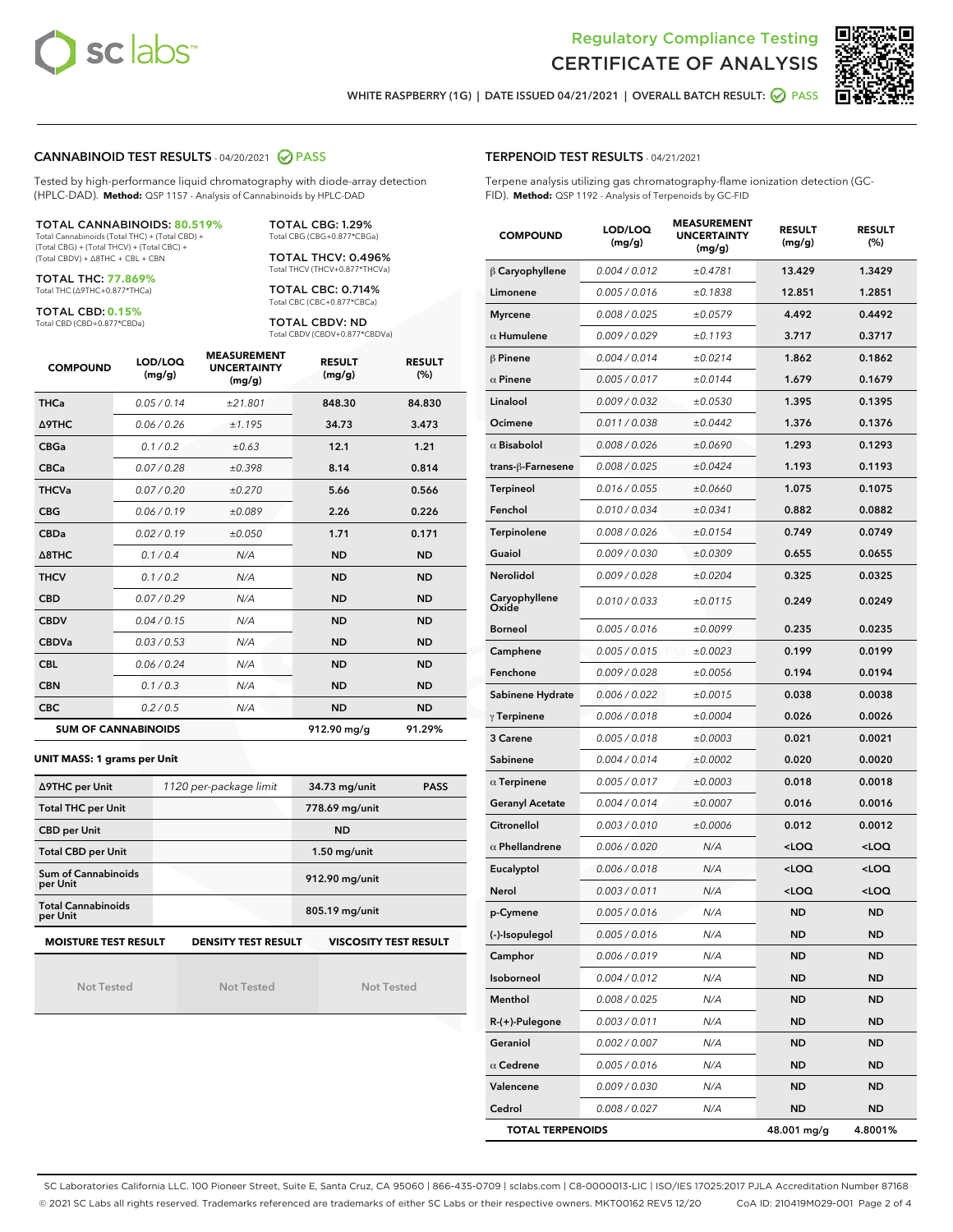Regulatory Compliance Testing
# CERTIFICATE OF ANALYSIS

WHITE RASPBERRY (1G) | DATE ISSUED 04/21/2021 | OVERALL BATCH RESULT: PASS

## CANNABINOID TEST RESULTS - 04/20/2021 PASS

Tested by high-performance liquid chromatography with diode-array detection (HPLC-DAD). **Method:** QSP 1157 - Analysis of Cannabinoids by HPLC-DAD

**TOTAL CANNABINOIDS: 80.519%**
Total Cannabinoids (Total THC) + (Total CBD) + (Total CBG) + (Total THCV) + (Total CBC) + (Total CBDV) + Δ8THC + CBL + CBN

**TOTAL THC: 77.869%**
Total THC (Δ9THC+0.877*THCa)

**TOTAL CBD: 0.15%**
Total CBD (CBD+0.877*CBDa)

**TOTAL CBG: 1.29%**
Total CBG (CBG+0.877*CBGa)

**TOTAL THCV: 0.496%**
Total THCV (THCV+0.877*THCVa)

**TOTAL CBC: 0.714%**
Total CBC (CBC+0.877*CBCa)

**TOTAL CBDV: ND**
Total CBDV (CBDV+0.877*CBDVa)

| COMPOUND | LOD/LOQ (mg/g) | MEASUREMENT UNCERTAINTY (mg/g) | RESULT (mg/g) | RESULT (%) |
|---|---|---|---|---|
| THCa | 0.05 / 0.14 | ±21.801 | 848.30 | 84.830 |
| Δ9THC | 0.06 / 0.26 | ±1.195 | 34.73 | 3.473 |
| CBGa | 0.1 / 0.2 | ±0.63 | 12.1 | 1.21 |
| CBCa | 0.07 / 0.28 | ±0.398 | 8.14 | 0.814 |
| THCVa | 0.07 / 0.20 | ±0.270 | 5.66 | 0.566 |
| CBG | 0.06 / 0.19 | ±0.089 | 2.26 | 0.226 |
| CBDa | 0.02 / 0.19 | ±0.050 | 1.71 | 0.171 |
| Δ8THC | 0.1 / 0.4 | N/A | ND | ND |
| THCV | 0.1 / 0.2 | N/A | ND | ND |
| CBD | 0.07 / 0.29 | N/A | ND | ND |
| CBDV | 0.04 / 0.15 | N/A | ND | ND |
| CBDVa | 0.03 / 0.53 | N/A | ND | ND |
| CBL | 0.06 / 0.24 | N/A | ND | ND |
| CBN | 0.1 / 0.3 | N/A | ND | ND |
| CBC | 0.2 / 0.5 | N/A | ND | ND |
| **SUM OF CANNABINOIDS** | | | 912.90 mg/g | 91.29% |

**UNIT MASS: 1 grams per Unit**

| | | | |
|---|---|---|---|
| Δ9THC per Unit | 1120 per-package limit | 34.73 mg/unit | PASS |
| Total THC per Unit | | 778.69 mg/unit | |
| CBD per Unit | | ND | |
| Total CBD per Unit | | 1.50 mg/unit | |
| Sum of Cannabinoids per Unit | | 912.90 mg/unit | |
| Total Cannabinoids per Unit | | 805.19 mg/unit | |

| MOISTURE TEST RESULT | DENSITY TEST RESULT | VISCOSITY TEST RESULT |
|---|---|---|
| Not Tested | Not Tested | Not Tested |

## TERPENOID TEST RESULTS - 04/21/2021

Terpene analysis utilizing gas chromatography-flame ionization detection (GC-FID). **Method:** QSP 1192 - Analysis of Terpenoids by GC-FID

| COMPOUND | LOD/LOQ (mg/g) | MEASUREMENT UNCERTAINTY (mg/g) | RESULT (mg/g) | RESULT (%) |
|---|---|---|---|---|
| β Caryophyllene | 0.004 / 0.012 | ±0.4781 | 13.429 | 1.3429 |
| Limonene | 0.005 / 0.016 | ±0.1838 | 12.851 | 1.2851 |
| Myrcene | 0.008 / 0.025 | ±0.0579 | 4.492 | 0.4492 |
| α Humulene | 0.009 / 0.029 | ±0.1193 | 3.717 | 0.3717 |
| β Pinene | 0.004 / 0.014 | ±0.0214 | 1.862 | 0.1862 |
| α Pinene | 0.005 / 0.017 | ±0.0144 | 1.679 | 0.1679 |
| Linalool | 0.009 / 0.032 | ±0.0530 | 1.395 | 0.1395 |
| Ocimene | 0.011 / 0.038 | ±0.0442 | 1.376 | 0.1376 |
| α Bisabolol | 0.008 / 0.026 | ±0.0690 | 1.293 | 0.1293 |
| trans-β-Farnesene | 0.008 / 0.025 | ±0.0424 | 1.193 | 0.1193 |
| Terpineol | 0.016 / 0.055 | ±0.0660 | 1.075 | 0.1075 |
| Fenchol | 0.010 / 0.034 | ±0.0341 | 0.882 | 0.0882 |
| Terpinolene | 0.008 / 0.026 | ±0.0154 | 0.749 | 0.0749 |
| Guaiol | 0.009 / 0.030 | ±0.0309 | 0.655 | 0.0655 |
| Nerolidol | 0.009 / 0.028 | ±0.0204 | 0.325 | 0.0325 |
| Caryophyllene Oxide | 0.010 / 0.033 | ±0.0115 | 0.249 | 0.0249 |
| Borneol | 0.005 / 0.016 | ±0.0099 | 0.235 | 0.0235 |
| Camphene | 0.005 / 0.015 | ±0.0023 | 0.199 | 0.0199 |
| Fenchone | 0.009 / 0.028 | ±0.0056 | 0.194 | 0.0194 |
| Sabinene Hydrate | 0.006 / 0.022 | ±0.0015 | 0.038 | 0.0038 |
| γ Terpinene | 0.006 / 0.018 | ±0.0004 | 0.026 | 0.0026 |
| 3 Carene | 0.005 / 0.018 | ±0.0003 | 0.021 | 0.0021 |
| Sabinene | 0.004 / 0.014 | ±0.0002 | 0.020 | 0.0020 |
| α Terpinene | 0.005 / 0.017 | ±0.0003 | 0.018 | 0.0018 |
| Geranyl Acetate | 0.004 / 0.014 | ±0.0007 | 0.016 | 0.0016 |
| Citronellol | 0.003 / 0.010 | ±0.0006 | 0.012 | 0.0012 |
| α Phellandrene | 0.006 / 0.020 | N/A | <LOQ | <LOQ |
| Eucalyptol | 0.006 / 0.018 | N/A | <LOQ | <LOQ |
| Nerol | 0.003 / 0.011 | N/A | <LOQ | <LOQ |
| p-Cymene | 0.005 / 0.016 | N/A | ND | ND |
| (-)-Isopulegol | 0.005 / 0.016 | N/A | ND | ND |
| Camphor | 0.006 / 0.019 | N/A | ND | ND |
| Isoborneol | 0.004 / 0.012 | N/A | ND | ND |
| Menthol | 0.008 / 0.025 | N/A | ND | ND |
| R-(+)-Pulegone | 0.003 / 0.011 | N/A | ND | ND |
| Geraniol | 0.002 / 0.007 | N/A | ND | ND |
| α Cedrene | 0.005 / 0.016 | N/A | ND | ND |
| Valencene | 0.009 / 0.030 | N/A | ND | ND |
| Cedrol | 0.008 / 0.027 | N/A | ND | ND |
| **TOTAL TERPENOIDS** | | | 48.001 mg/g | 4.8001% |

SC Laboratories California LLC. 100 Pioneer Street, Suite E, Santa Cruz, CA 95060 | 866-435-0709 | sclabs.com | C8-0000013-LIC | ISO/IES 17025:2017 PJLA Accreditation Number 87168
© 2021 SC Labs all rights reserved. Trademarks referenced are trademarks of either SC Labs or their respective owners. MKT00162 REV5 12/20 CoA ID: 210419M029-001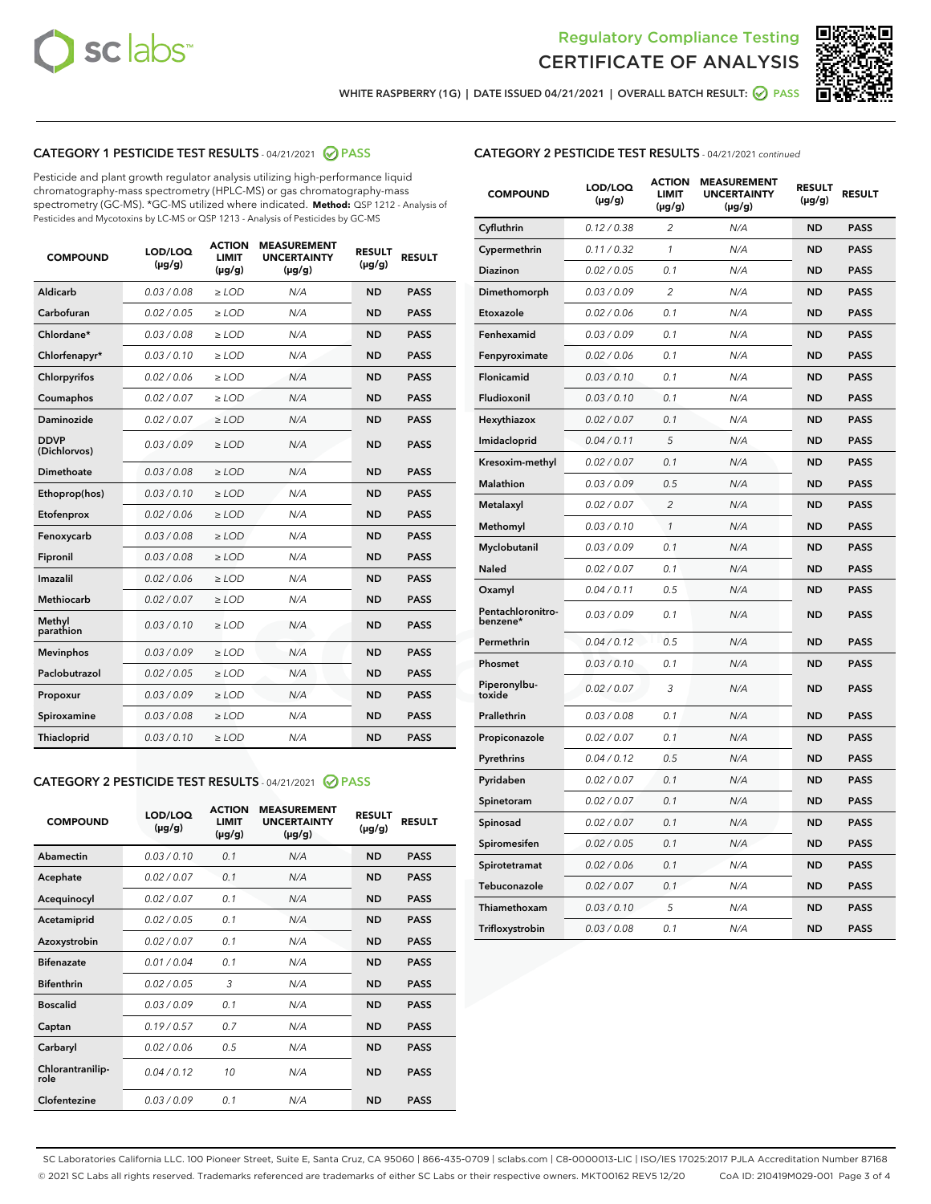Regulatory Compliance Testing
CERTIFICATE OF ANALYSIS

WHITE RASPBERRY (1G) | DATE ISSUED 04/21/2021 | OVERALL BATCH RESULT: PASS

## CATEGORY 1 PESTICIDE TEST RESULTS - 04/21/2021 PASS

Pesticide and plant growth regulator analysis utilizing high-performance liquid chromatography-mass spectrometry (HPLC-MS) or gas chromatography-mass spectrometry (GC-MS). *GC-MS utilized where indicated. **Method:** QSP 1212 - Analysis of Pesticides and Mycotoxins by LC-MS or QSP 1213 - Analysis of Pesticides by GC-MS

| COMPOUND | LOD/LOQ (µg/g) | ACTION LIMIT (µg/g) | MEASUREMENT UNCERTAINTY (µg/g) | RESULT (µg/g) | RESULT |
|---|---|---|---|---|---|
| Aldicarb | 0.03 / 0.08 | ≥ LOD | N/A | ND | PASS |
| Carbofuran | 0.02 / 0.05 | ≥ LOD | N/A | ND | PASS |
| Chlordane* | 0.03 / 0.08 | ≥ LOD | N/A | ND | PASS |
| Chlorfenapyr* | 0.03 / 0.10 | ≥ LOD | N/A | ND | PASS |
| Chlorpyrifos | 0.02 / 0.06 | ≥ LOD | N/A | ND | PASS |
| Coumaphos | 0.02 / 0.07 | ≥ LOD | N/A | ND | PASS |
| Daminozide | 0.02 / 0.07 | ≥ LOD | N/A | ND | PASS |
| DDVP (Dichlorvos) | 0.03 / 0.09 | ≥ LOD | N/A | ND | PASS |
| Dimethoate | 0.03 / 0.08 | ≥ LOD | N/A | ND | PASS |
| Ethoprop(hos) | 0.03 / 0.10 | ≥ LOD | N/A | ND | PASS |
| Etofenprox | 0.02 / 0.06 | ≥ LOD | N/A | ND | PASS |
| Fenoxycarb | 0.03 / 0.08 | ≥ LOD | N/A | ND | PASS |
| Fipronil | 0.03 / 0.08 | ≥ LOD | N/A | ND | PASS |
| Imazalil | 0.02 / 0.06 | ≥ LOD | N/A | ND | PASS |
| Methiocarb | 0.02 / 0.07 | ≥ LOD | N/A | ND | PASS |
| Methyl parathion | 0.03 / 0.10 | ≥ LOD | N/A | ND | PASS |
| Mevinphos | 0.03 / 0.09 | ≥ LOD | N/A | ND | PASS |
| Paclobutrazol | 0.02 / 0.05 | ≥ LOD | N/A | ND | PASS |
| Propoxur | 0.03 / 0.09 | ≥ LOD | N/A | ND | PASS |
| Spiroxamine | 0.03 / 0.08 | ≥ LOD | N/A | ND | PASS |
| Thiacloprid | 0.03 / 0.10 | ≥ LOD | N/A | ND | PASS |

## CATEGORY 2 PESTICIDE TEST RESULTS - 04/21/2021 PASS

| COMPOUND | LOD/LOQ (µg/g) | ACTION LIMIT (µg/g) | MEASUREMENT UNCERTAINTY (µg/g) | RESULT (µg/g) | RESULT |
|---|---|---|---|---|---|
| Abamectin | 0.03 / 0.10 | 0.1 | N/A | ND | PASS |
| Acephate | 0.02 / 0.07 | 0.1 | N/A | ND | PASS |
| Acequinocyl | 0.02 / 0.07 | 0.1 | N/A | ND | PASS |
| Acetamiprid | 0.02 / 0.05 | 0.1 | N/A | ND | PASS |
| Azoxystrobin | 0.02 / 0.07 | 0.1 | N/A | ND | PASS |
| Bifenazate | 0.01 / 0.04 | 0.1 | N/A | ND | PASS |
| Bifenthrin | 0.02 / 0.05 | 3 | N/A | ND | PASS |
| Boscalid | 0.03 / 0.09 | 0.1 | N/A | ND | PASS |
| Captan | 0.19 / 0.57 | 0.7 | N/A | ND | PASS |
| Carbaryl | 0.02 / 0.06 | 0.5 | N/A | ND | PASS |
| Chlorantraniliprole | 0.04 / 0.12 | 10 | N/A | ND | PASS |
| Clofentezine | 0.03 / 0.09 | 0.1 | N/A | ND | PASS |
| Cyfluthrin | 0.12 / 0.38 | 2 | N/A | ND | PASS |
| Cypermethrin | 0.11 / 0.32 | 1 | N/A | ND | PASS |
| Diazinon | 0.02 / 0.05 | 0.1 | N/A | ND | PASS |
| Dimethomorph | 0.03 / 0.09 | 2 | N/A | ND | PASS |
| Etoxazole | 0.02 / 0.06 | 0.1 | N/A | ND | PASS |
| Fenhexamid | 0.03 / 0.09 | 0.1 | N/A | ND | PASS |
| Fenpyroximate | 0.02 / 0.06 | 0.1 | N/A | ND | PASS |
| Flonicamid | 0.03 / 0.10 | 0.1 | N/A | ND | PASS |
| Fludioxonil | 0.03 / 0.10 | 0.1 | N/A | ND | PASS |
| Hexythiazox | 0.02 / 0.07 | 0.1 | N/A | ND | PASS |
| Imidacloprid | 0.04 / 0.11 | 5 | N/A | ND | PASS |
| Kresoxim-methyl | 0.02 / 0.07 | 0.1 | N/A | ND | PASS |
| Malathion | 0.03 / 0.09 | 0.5 | N/A | ND | PASS |
| Metalaxyl | 0.02 / 0.07 | 2 | N/A | ND | PASS |
| Methomyl | 0.03 / 0.10 | 1 | N/A | ND | PASS |
| Myclobutanil | 0.03 / 0.09 | 0.1 | N/A | ND | PASS |
| Naled | 0.02 / 0.07 | 0.1 | N/A | ND | PASS |
| Oxamyl | 0.04 / 0.11 | 0.5 | N/A | ND | PASS |
| Pentachloronitrobenzene* | 0.03 / 0.09 | 0.1 | N/A | ND | PASS |
| Permethrin | 0.04 / 0.12 | 0.5 | N/A | ND | PASS |
| Phosmet | 0.03 / 0.10 | 0.1 | N/A | ND | PASS |
| Piperonylbutoxide | 0.02 / 0.07 | 3 | N/A | ND | PASS |
| Prallethrin | 0.03 / 0.08 | 0.1 | N/A | ND | PASS |
| Propiconazole | 0.02 / 0.07 | 0.1 | N/A | ND | PASS |
| Pyrethrins | 0.04 / 0.12 | 0.5 | N/A | ND | PASS |
| Pyridaben | 0.02 / 0.07 | 0.1 | N/A | ND | PASS |
| Spinetoram | 0.02 / 0.07 | 0.1 | N/A | ND | PASS |
| Spinosad | 0.02 / 0.07 | 0.1 | N/A | ND | PASS |
| Spiromesifen | 0.02 / 0.05 | 0.1 | N/A | ND | PASS |
| Spirotetramat | 0.02 / 0.06 | 0.1 | N/A | ND | PASS |
| Tebuconazole | 0.02 / 0.07 | 0.1 | N/A | ND | PASS |
| Thiamethoxam | 0.03 / 0.10 | 5 | N/A | ND | PASS |
| Trifloxystrobin | 0.03 / 0.08 | 0.1 | N/A | ND | PASS |

SC Laboratories California LLC. 100 Pioneer Street, Suite E, Santa Cruz, CA 95060 | 866-435-0709 | sclabs.com | C8-0000013-LIC | ISO/IES 17025:2017 PJLA Accreditation Number 87168
© 2021 SC Labs all rights reserved. Trademarks referenced are trademarks of either SC Labs or their respective owners. MKT00162 REV5 12/20 CoA ID: 210419M029-001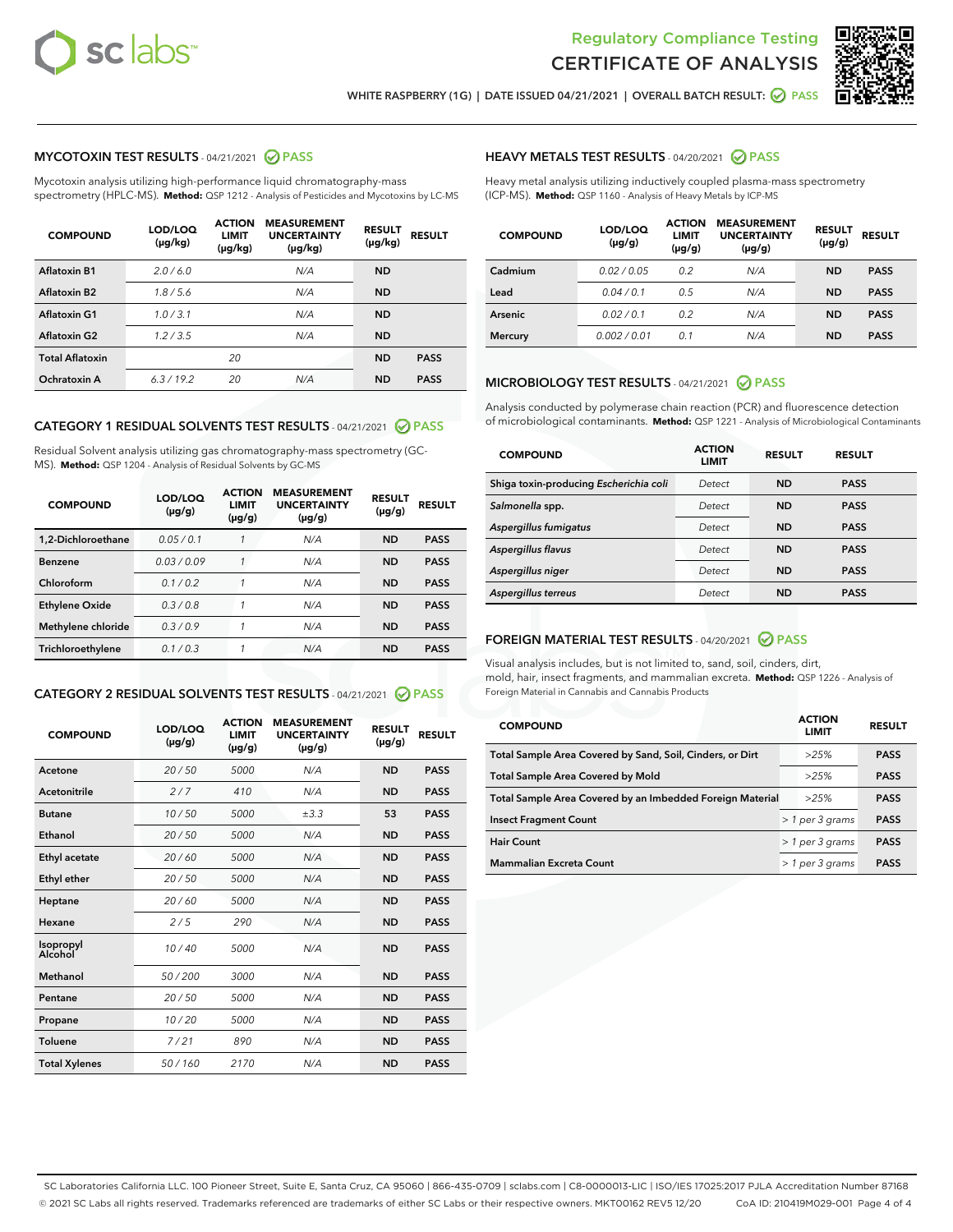Regulatory Compliance Testing

# CERTIFICATE OF ANALYSIS

WHITE RASPBERRY (1G) | DATE ISSUED 04/21/2021 | OVERALL BATCH RESULT: PASS

## MYCOTOXIN TEST RESULTS - 04/21/2021 PASS

Mycotoxin analysis utilizing high-performance liquid chromatography-mass spectrometry (HPLC-MS). **Method:** QSP 1212 - Analysis of Pesticides and Mycotoxins by LC-MS

| COMPOUND | LOD/LOQ (µg/kg) | ACTION LIMIT (µg/kg) | MEASUREMENT UNCERTAINTY (µg/kg) | RESULT (µg/kg) | RESULT |
|---|---|---|---|---|---|
| Aflatoxin B1 | 2.0 / 6.0 | | N/A | ND | |
| Aflatoxin B2 | 1.8 / 5.6 | | N/A | ND | |
| Aflatoxin G1 | 1.0 / 3.1 | | N/A | ND | |
| Aflatoxin G2 | 1.2 / 3.5 | | N/A | ND | |
| Total Aflatoxin | | 20 | | ND | PASS |
| Ochratoxin A | 6.3 / 19.2 | 20 | N/A | ND | PASS |

## CATEGORY 1 RESIDUAL SOLVENTS TEST RESULTS - 04/21/2021 PASS

Residual Solvent analysis utilizing gas chromatography-mass spectrometry (GC-MS). **Method:** QSP 1204 - Analysis of Residual Solvents by GC-MS

| COMPOUND | LOD/LOQ (µg/g) | ACTION LIMIT (µg/g) | MEASUREMENT UNCERTAINTY (µg/g) | RESULT (µg/g) | RESULT |
|---|---|---|---|---|---|
| 1,2-Dichloroethane | 0.05 / 0.1 | 1 | N/A | ND | PASS |
| Benzene | 0.03 / 0.09 | 1 | N/A | ND | PASS |
| Chloroform | 0.1 / 0.2 | 1 | N/A | ND | PASS |
| Ethylene Oxide | 0.3 / 0.8 | 1 | N/A | ND | PASS |
| Methylene chloride | 0.3 / 0.9 | 1 | N/A | ND | PASS |
| Trichloroethylene | 0.1 / 0.3 | 1 | N/A | ND | PASS |

## CATEGORY 2 RESIDUAL SOLVENTS TEST RESULTS - 04/21/2021 PASS

| COMPOUND | LOD/LOQ (µg/g) | ACTION LIMIT (µg/g) | MEASUREMENT UNCERTAINTY (µg/g) | RESULT (µg/g) | RESULT |
|---|---|---|---|---|---|
| Acetone | 20 / 50 | 5000 | N/A | ND | PASS |
| Acetonitrile | 2 / 7 | 410 | N/A | ND | PASS |
| Butane | 10 / 50 | 5000 | ±3.3 | 53 | PASS |
| Ethanol | 20 / 50 | 5000 | N/A | ND | PASS |
| Ethyl acetate | 20 / 60 | 5000 | N/A | ND | PASS |
| Ethyl ether | 20 / 50 | 5000 | N/A | ND | PASS |
| Heptane | 20 / 60 | 5000 | N/A | ND | PASS |
| Hexane | 2 / 5 | 290 | N/A | ND | PASS |
| Isopropyl Alcohol | 10 / 40 | 5000 | N/A | ND | PASS |
| Methanol | 50 / 200 | 3000 | N/A | ND | PASS |
| Pentane | 20 / 50 | 5000 | N/A | ND | PASS |
| Propane | 10 / 20 | 5000 | N/A | ND | PASS |
| Toluene | 7 / 21 | 890 | N/A | ND | PASS |
| Total Xylenes | 50 / 160 | 2170 | N/A | ND | PASS |

## HEAVY METALS TEST RESULTS - 04/20/2021 PASS

Heavy metal analysis utilizing inductively coupled plasma-mass spectrometry (ICP-MS). **Method:** QSP 1160 - Analysis of Heavy Metals by ICP-MS

| COMPOUND | LOD/LOQ (µg/g) | ACTION LIMIT (µg/g) | MEASUREMENT UNCERTAINTY (µg/g) | RESULT (µg/g) | RESULT |
|---|---|---|---|---|---|
| Cadmium | 0.02 / 0.05 | 0.2 | N/A | ND | PASS |
| Lead | 0.04 / 0.1 | 0.5 | N/A | ND | PASS |
| Arsenic | 0.02 / 0.1 | 0.2 | N/A | ND | PASS |
| Mercury | 0.002 / 0.01 | 0.1 | N/A | ND | PASS |

## MICROBIOLOGY TEST RESULTS - 04/21/2021 PASS

Analysis conducted by polymerase chain reaction (PCR) and fluorescence detection of microbiological contaminants. **Method:** QSP 1221 - Analysis of Microbiological Contaminants

| COMPOUND | ACTION LIMIT | RESULT | RESULT |
|---|---|---|---|
| Shiga toxin-producing *Escherichia coli* | Detect | ND | PASS |
| *Salmonella* spp. | Detect | ND | PASS |
| *Aspergillus fumigatus* | Detect | ND | PASS |
| *Aspergillus flavus* | Detect | ND | PASS |
| *Aspergillus niger* | Detect | ND | PASS |
| *Aspergillus terreus* | Detect | ND | PASS |

## FOREIGN MATERIAL TEST RESULTS - 04/20/2021 PASS

Visual analysis includes, but is not limited to, sand, soil, cinders, dirt, mold, hair, insect fragments, and mammalian excreta. **Method:** QSP 1226 - Analysis of Foreign Material in Cannabis and Cannabis Products

| COMPOUND | ACTION LIMIT | RESULT |
|---|---|---|
| Total Sample Area Covered by Sand, Soil, Cinders, or Dirt | >25% | PASS |
| Total Sample Area Covered by Mold | >25% | PASS |
| Total Sample Area Covered by an Imbedded Foreign Material | >25% | PASS |
| Insect Fragment Count | > 1 per 3 grams | PASS |
| Hair Count | > 1 per 3 grams | PASS |
| Mammalian Excreta Count | > 1 per 3 grams | PASS |

SC Laboratories California LLC. 100 Pioneer Street, Suite E, Santa Cruz, CA 95060 | 866-435-0709 | sclabs.com | C8-0000013-LIC | ISO/IES 17025:2017 PJLA Accreditation Number 87168
© 2021 SC Labs all rights reserved. Trademarks referenced are trademarks of either SC Labs or their respective owners. MKT00162 REV5 12/20 CoA ID: 210419M029-001